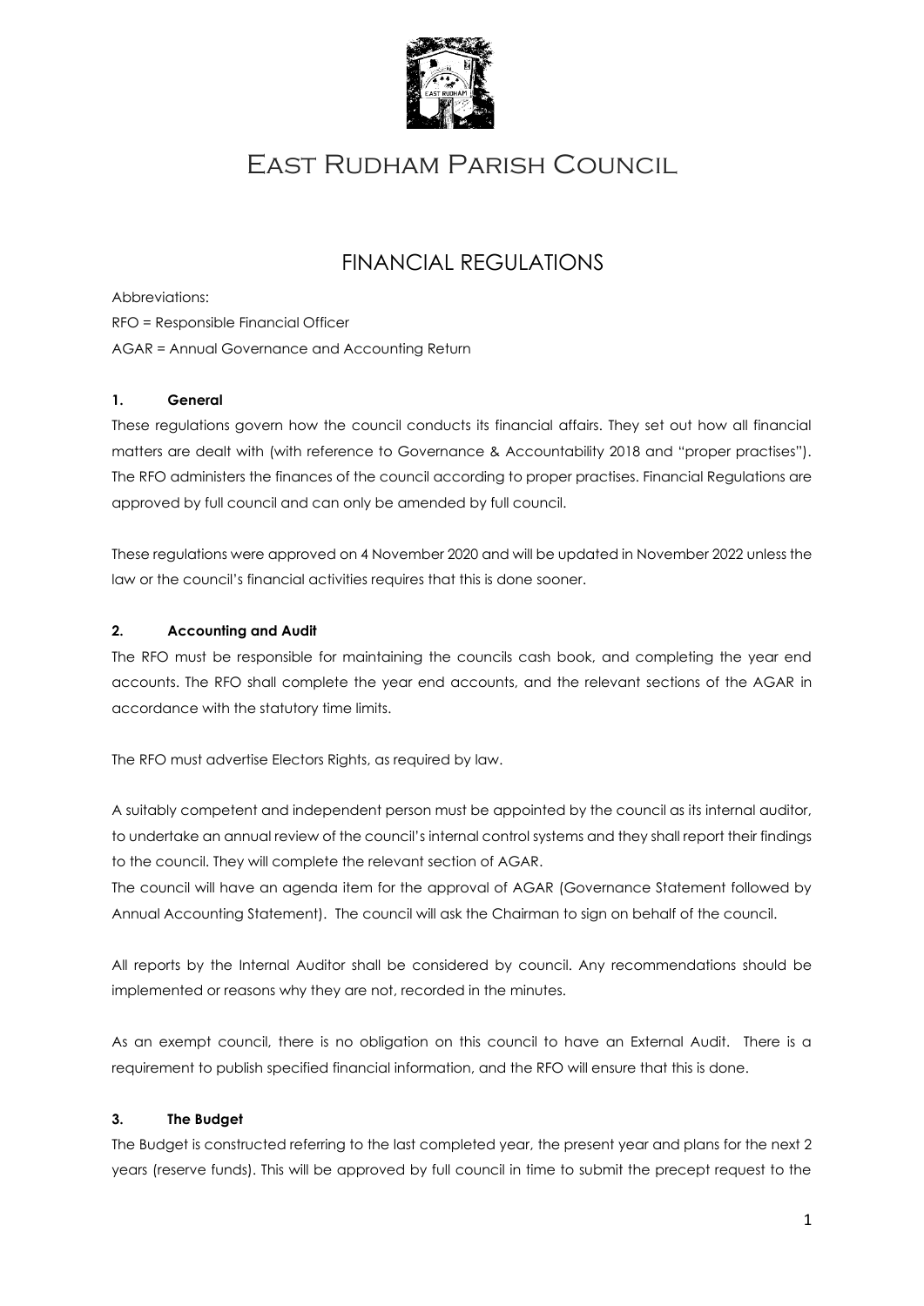# East Rudham Parish Council

## FINANCIAL REGULATIONS

Abbreviations:

RFO = Responsible Financial Officer

AGAR = Annual Governance and Accounting Return

### 1. General

These regulations govern how the council conducts its financial affairs. They set out how all financial matters are dealt with (with reference to Governance & Accountability 2018 and "proper practises"). The RFO administers the finances of the council according to proper practises. Financial Regulations are approved by full council and can only be amended by full council.

These regulations were approved on 4 November 2020 and will be updated in November 2022 unless the law or the council's financial activities requires that this is done sooner.

### 2. Accounting and Audit

The RFO must be responsible for maintaining the councils cash book, and completing the year end accounts. The RFO shall complete the year end accounts, and the relevant sections of the AGAR in accordance with the statutory time limits.

The RFO must advertise Electors Rights, as required by law.

A suitably competent and independent person must be appointed by the council as its internal auditor, to undertake an annual review of the council's internal control systems and they shall report their findings to the council. They will complete the relevant section of AGAR.

The council will have an agenda item for the approval of AGAR (Governance Statement followed by Annual Accounting Statement). The council will ask the Chairman to sign on behalf of the council.

All reports by the Internal Auditor shall be considered by council. Any recommendations should be implemented or reasons why they are not, recorded in the minutes.

As an exempt council, there is no obligation on this council to have an External Audit. There is a requirement to publish specified financial information, and the RFO will ensure that this is done.

### 3. The Budget

The Budget is constructed referring to the last completed year, the present year and plans for the next 2 years (reserve funds). This will be approved by full council in time to submit the precept request to the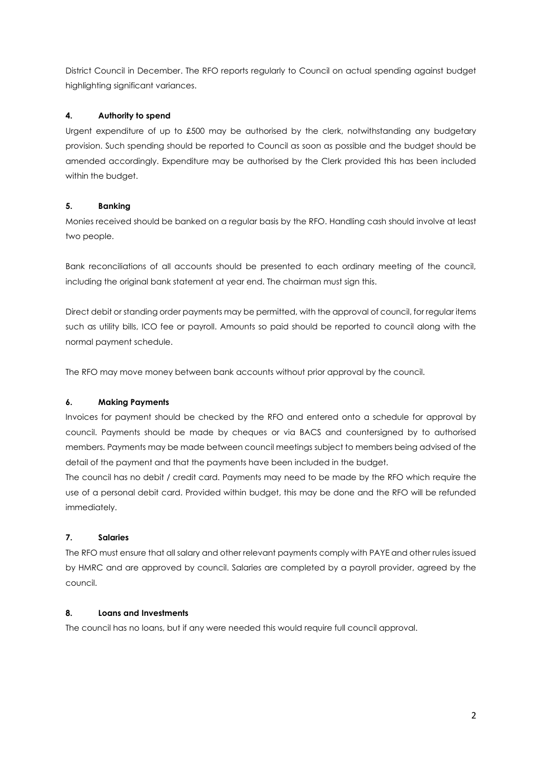District Council in December. The RFO reports regularly to Council on actual spending against budget highlighting significant variances.

**4. Authority to spend**

Urgent expenditure of up to £500 may be authorised by the clerk, notwithstanding any budgetary provision. Such spending should be reported to Council as soon as possible and the budget should be amended accordingly. Expenditure may be authorised by the Clerk provided this has been included within the budget.

**5. Banking**

Monies received should be banked on a regular basis by the RFO. Handling cash should involve at least two people.

Bank reconciliations of all accounts should be presented to each ordinary meeting of the council, including the original bank statement at year end. The chairman must sign this.

Direct debit or standing order payments may be permitted, with the approval of council, for regular items such as utility bills, ICO fee or payroll. Amounts so paid should be reported to council along with the normal payment schedule.

The RFO may move money between bank accounts without prior approval by the council.

**6. Making Payments**

Invoices for payment should be checked by the RFO and entered onto a schedule for approval by council. Payments should be made by cheques or via BACS and countersigned by to authorised members. Payments may be made between council meetings subject to members being advised of the detail of the payment and that the payments have been included in the budget.

The council has no debit / credit card. Payments may need to be made by the RFO which require the use of a personal debit card. Provided within budget, this may be done and the RFO will be refunded immediately.

**7. Salaries**

The RFO must ensure that all salary and other relevant payments comply with PAYE and other rules issued by HMRC and are approved by council. Salaries are completed by a payroll provider, agreed by the council.

**8. Loans and Investments**

The council has no loans, but if any were needed this would require full council approval.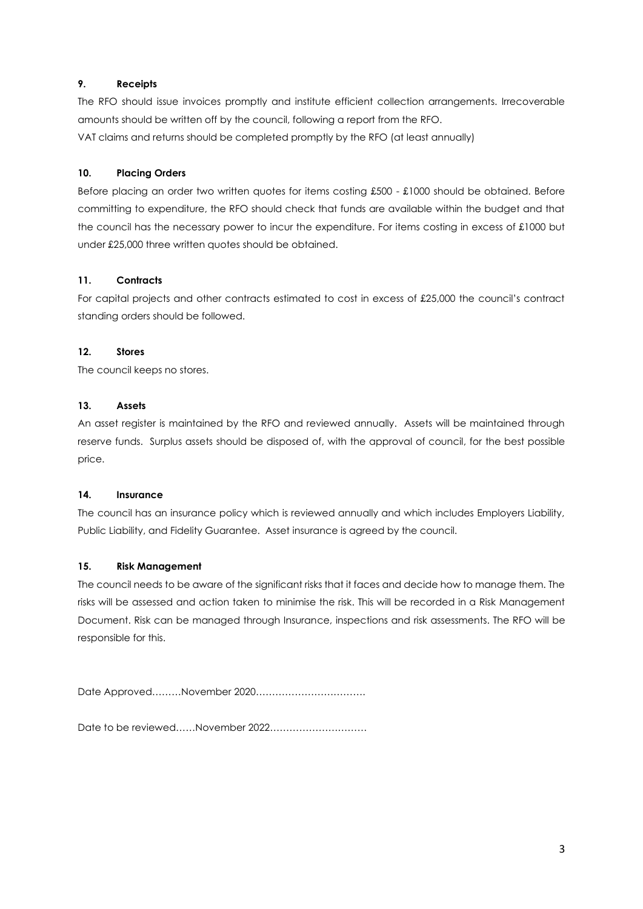### 9. Receipts

The RFO should issue invoices promptly and institute efficient collection arrangements. Irrecoverable amounts should be written off by the council, following a report from the RFO.
VAT claims and returns should be completed promptly by the RFO (at least annually)

### 10. Placing Orders

Before placing an order two written quotes for items costing £500 - £1000 should be obtained. Before committing to expenditure, the RFO should check that funds are available within the budget and that the council has the necessary power to incur the expenditure. For items costing in excess of £1000 but under £25,000 three written quotes should be obtained.

### 11. Contracts

For capital projects and other contracts estimated to cost in excess of £25,000 the council's contract standing orders should be followed.

### 12. Stores

The council keeps no stores.

### 13. Assets

An asset register is maintained by the RFO and reviewed annually. Assets will be maintained through reserve funds. Surplus assets should be disposed of, with the approval of council, for the best possible price.

### 14. Insurance

The council has an insurance policy which is reviewed annually and which includes Employers Liability, Public Liability, and Fidelity Guarantee. Asset insurance is agreed by the council.

### 15. Risk Management

The council needs to be aware of the significant risks that it faces and decide how to manage them. The risks will be assessed and action taken to minimise the risk. This will be recorded in a Risk Management Document. Risk can be managed through Insurance, inspections and risk assessments. The RFO will be responsible for this.

Date Approved………November 2020……………………………

Date to be reviewed……November 2022…………………………